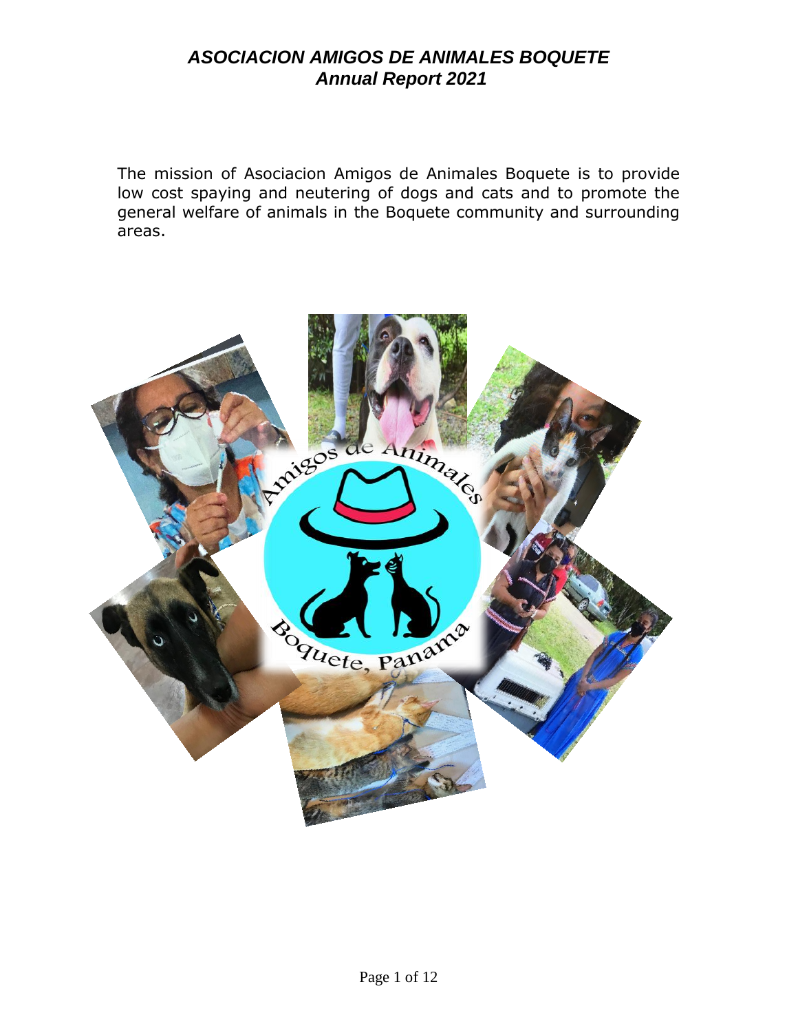# ***ASOCIACION AMIGOS DE ANIMALES BOQUETE***
## ***Annual Report 2021***

The mission of Asociacion Amigos de Animales Boquete is to provide low cost spaying and neutering of dogs and cats and to promote the general welfare of animals in the Boquete community and surrounding areas.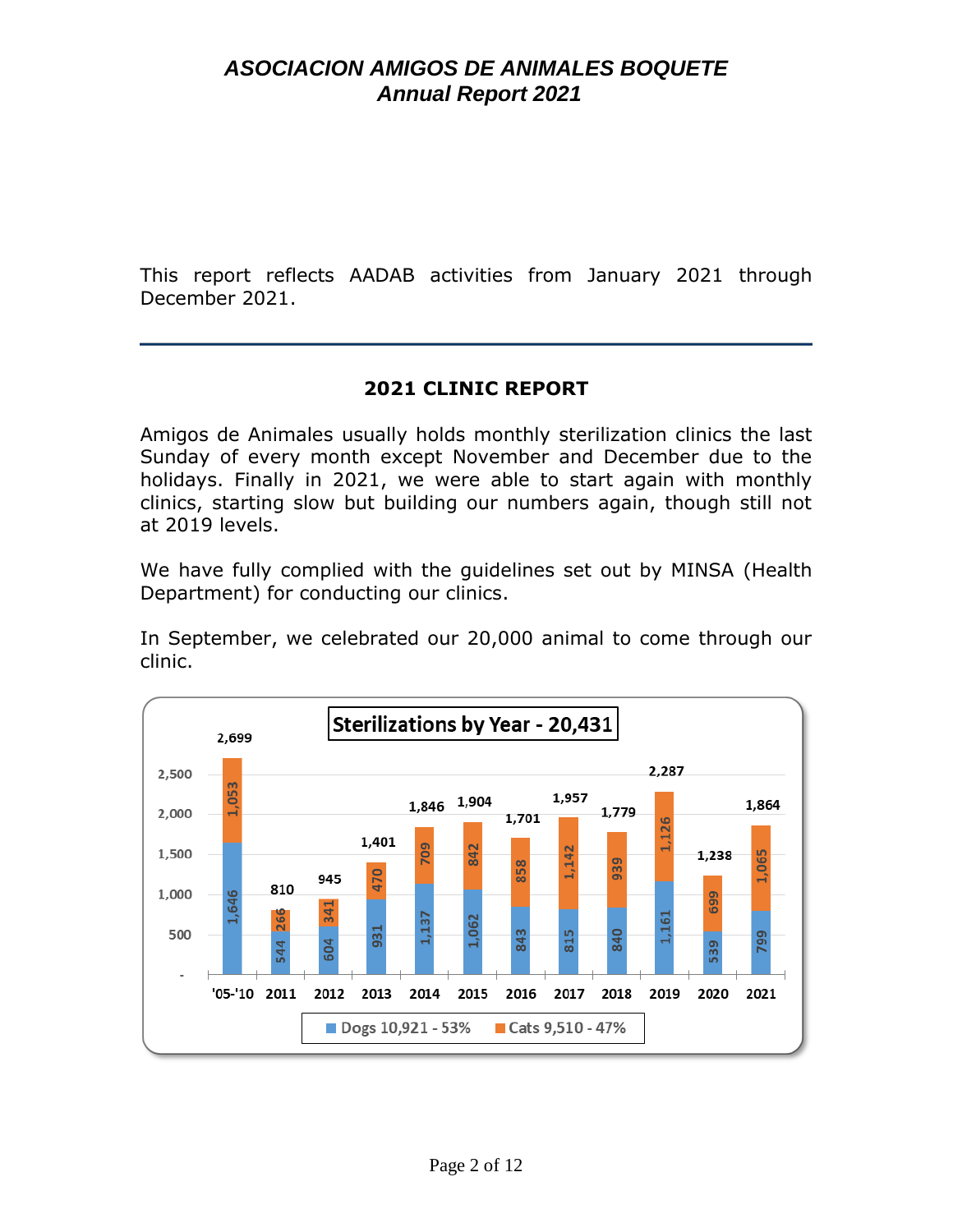This report reflects AADAB activities from January 2021 through December 2021.

---

## 2021 CLINIC REPORT

Amigos de Animales usually holds monthly sterilization clinics the last Sunday of every month except November and December due to the holidays. Finally in 2021, we were able to start again with monthly clinics, starting slow but building our numbers again, though still not at 2019 levels.

We have fully complied with the guidelines set out by MINSA (Health Department) for conducting our clinics.

In September, we celebrated our 20,000 animal to come through our clinic.

**Sterilizations by Year - 20,431**

'05-'10: 2,699 (1,646 / 1,053)
2011: 810 (544 / 266)
2012: 945 (604 / 341)
2013: 1,401 (931 / 470)
2014: 1,846 (1,137 / 709)
2015: 1,904 (1,062 / 842)
2016: 1,701 (843 / 858)
2017: 1,957 (815 / 1,142)
2018: 1,779 (840 / 939)
2019: 2,287 (1,161 / 1,126)
2020: 1,238 (539 / 699)
2021: 1,864 (799 / 1,065)

Dogs 10,921 - 53%
Cats 9,510 - 47%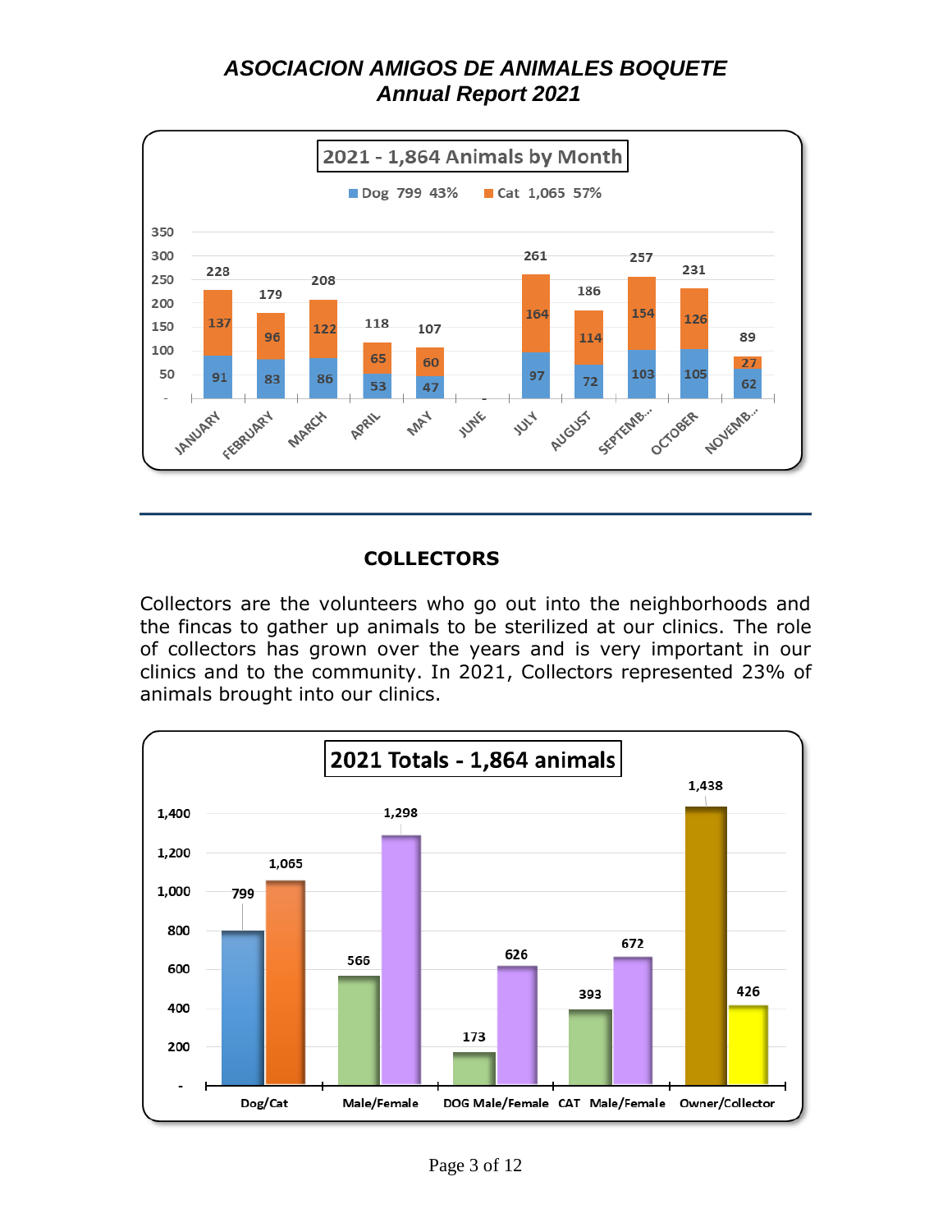# ASOCIACION AMIGOS DE ANIMALES BOQUETE
## *Annual Report 2021*

2021 - 1,864 Animals by Month

Dog 799 43% Cat 1,065 57%

350
300
250
200
150
100
50
-

228
137
91

179
96
83

208
122
86

118
65
53

107
60
47

-

261
164
97

186
114
72

257
154
103

231
126
105

89
27
62

JANUARY FEBRUARY MARCH APRIL MAY JUNE JULY AUGUST SEPTEMB... OCTOBER NOVEMB...

---

### COLLECTORS

Collectors are the volunteers who go out into the neighborhoods and the fincas to gather up animals to be sterilized at our clinics. The role of collectors has grown over the years and is very important in our clinics and to the community. In 2021, Collectors represented 23% of animals brought into our clinics.

2021 Totals - 1,864 animals

1,400
1,200
1,000
800
600
400
200
-

799
1,065
566
1,298
173
626
393
672
1,438
426

Dog/Cat Male/Female DOG Male/Female CAT Male/Female Owner/Collector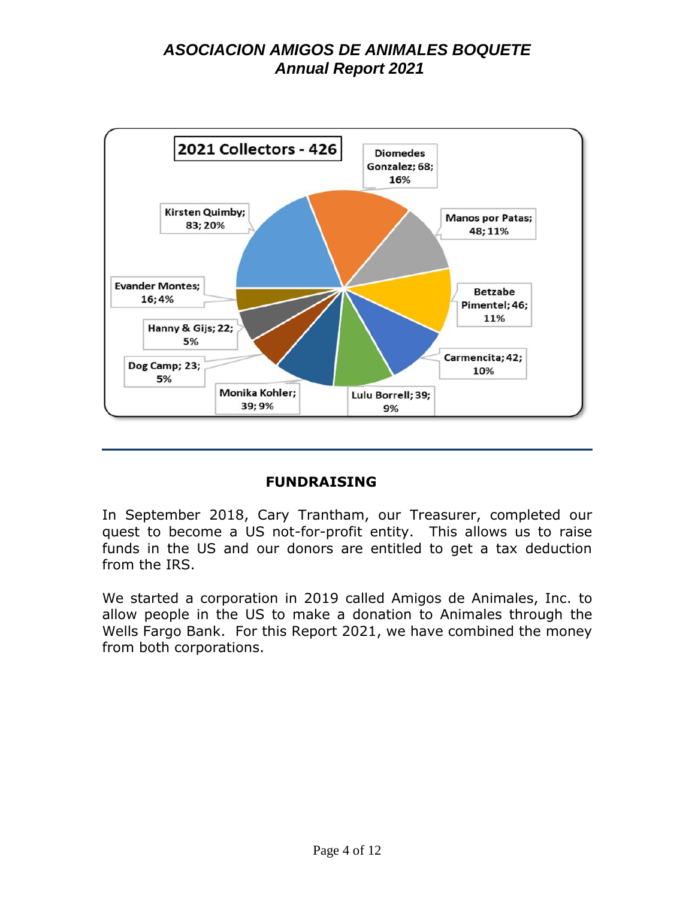2021 Collectors - 426

Diomedes Gonzalez; 68; 16%

Kirsten Quimby; 83; 20%

Manos por Patas; 48; 11%

Betzabe Pimentel; 46; 11%

Carmencita; 42; 10%

Lulu Borrell; 39; 9%

Monika Kohler; 39; 9%

Dog Camp; 23; 5%

Hanny & Gijs; 22; 5%

Evander Montes; 16; 4%

## FUNDRAISING

In September 2018, Cary Trantham, our Treasurer, completed our quest to become a US not-for-profit entity. This allows us to raise funds in the US and our donors are entitled to get a tax deduction from the IRS.

We started a corporation in 2019 called Amigos de Animales, Inc. to allow people in the US to make a donation to Animales through the Wells Fargo Bank. For this Report 2021, we have combined the money from both corporations.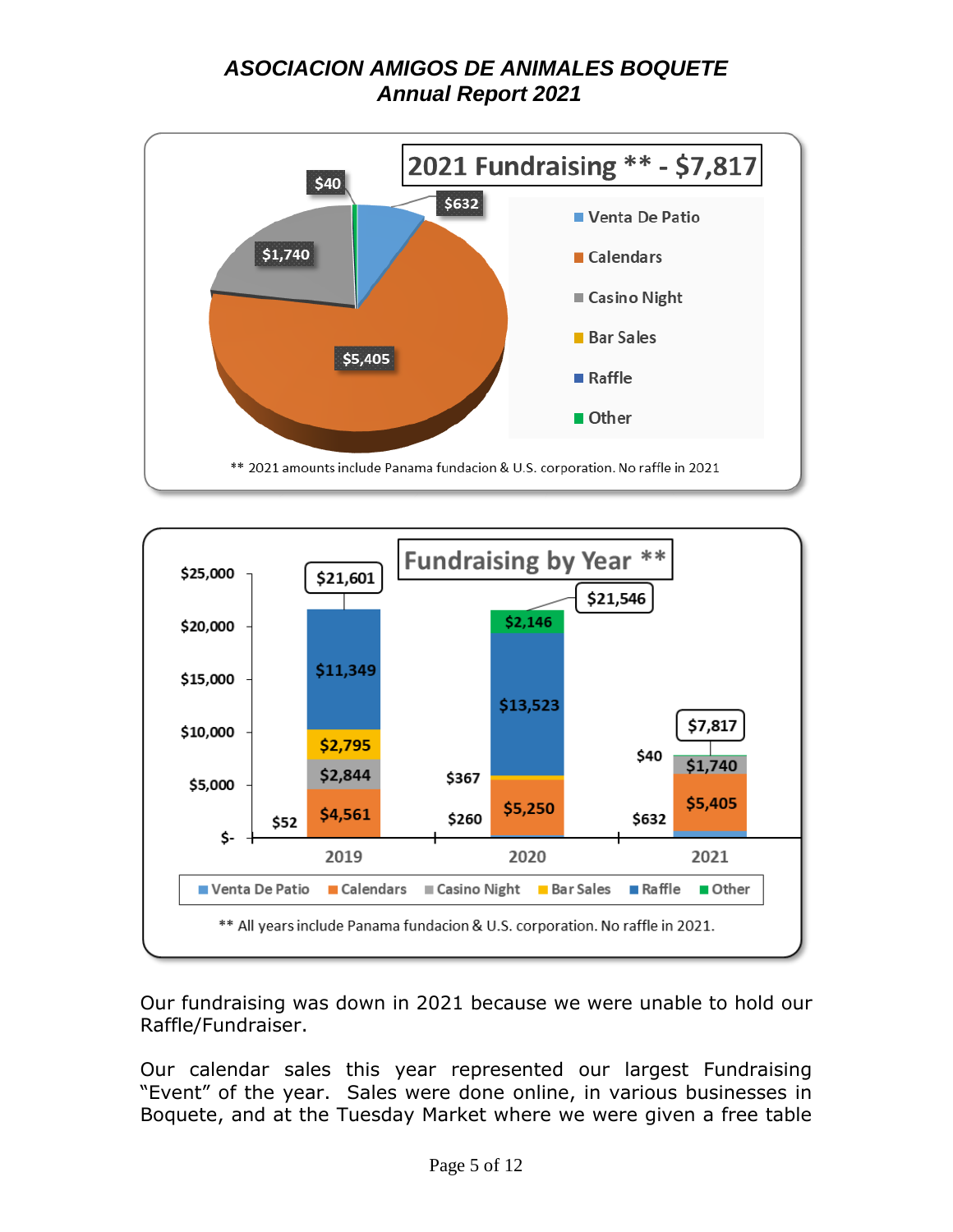# *ASOCIACION AMIGOS DE ANIMALES BOQUETE*
## *Annual Report 2021*

2021 Fundraising ** - $7,817

$40
$632
$1,740
$5,405

Venta De Patio
Calendars
Casino Night
Bar Sales
Raffle
Other

** 2021 amounts include Panama fundacion & U.S. corporation. No raffle in 2021

Fundraising by Year **

$25,000
$20,000
$15,000
$10,000
$5,000
$-

2019: $21,601, $11,349, $2,795, $2,844, $4,561, $52
2020: $21,546, $2,146, $13,523, $367, $5,250, $260
2021: $7,817, $40, $1,740, $5,405, $632

Venta De Patio, Calendars, Casino Night, Bar Sales, Raffle, Other

** All years include Panama fundacion & U.S. corporation. No raffle in 2021.

Our fundraising was down in 2021 because we were unable to hold our Raffle/Fundraiser.

Our calendar sales this year represented our largest Fundraising "Event" of the year. Sales were done online, in various businesses in Boquete, and at the Tuesday Market where we were given a free table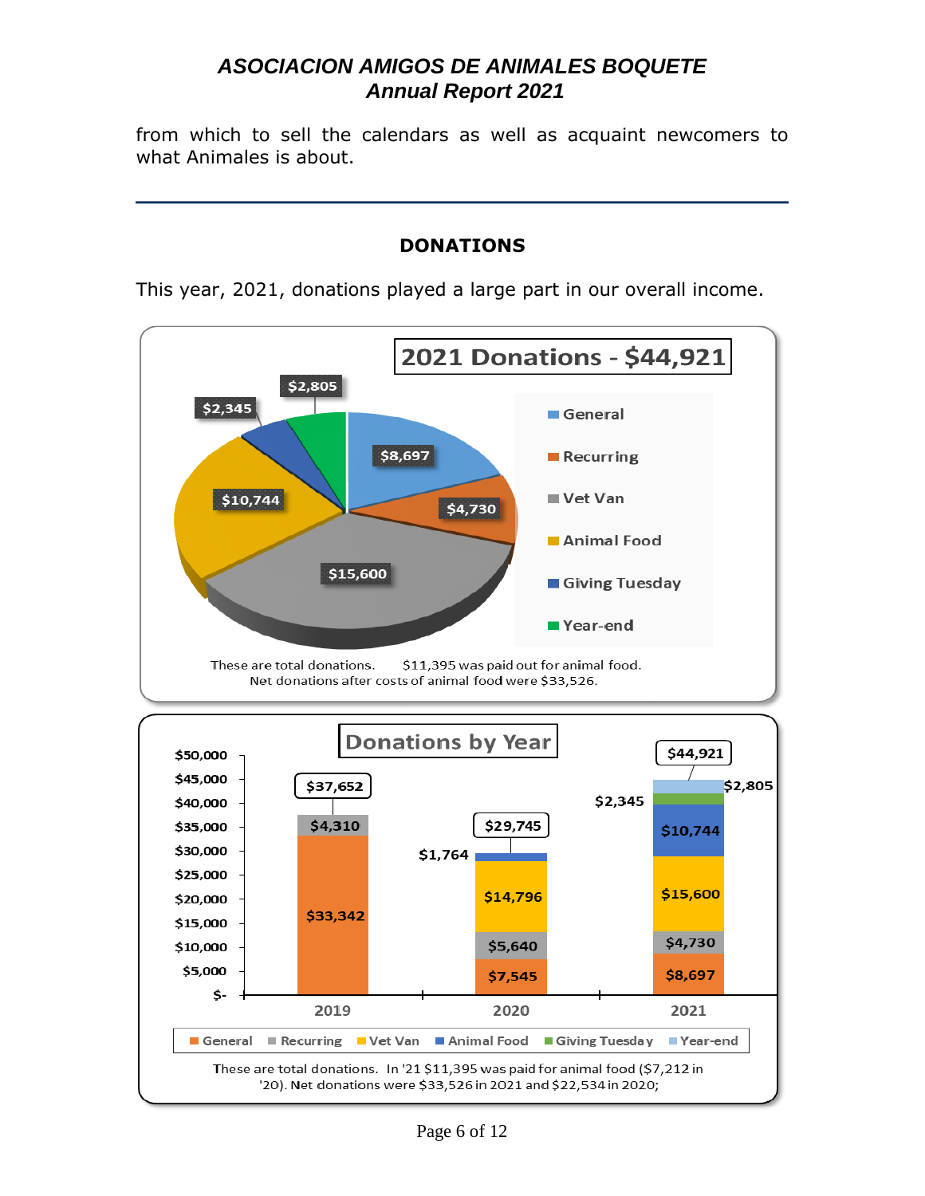from which to sell the calendars as well as acquaint newcomers to what Animales is about.

---

## DONATIONS

This year, 2021, donations played a large part in our overall income.

2021 Donations - $44,921

$2,805

$2,345

$8,697

$4,730

$10,744

$15,600

General

Recurring

Vet Van

Animal Food

Giving Tuesday

Year-end

These are total donations. $11,395 was paid out for animal food.
Net donations after costs of animal food were $33,526.

Donations by Year

$50,000
$45,000
$40,000
$35,000
$30,000
$25,000
$20,000
$15,000
$10,000
$5,000
$-

$37,652
$4,310
$33,342

$29,745
$1,764
$14,796
$5,640
$7,545

$44,921
$2,805
$2,345
$10,744
$15,600
$4,730
$8,697

2019
2020
2021

General | Recurring | Vet Van | Animal Food | Giving Tuesday | Year-end

These are total donations. In '21 $11,395 was paid for animal food ($7,212 in '20). Net donations were $33,526 in 2021 and $22,534 in 2020;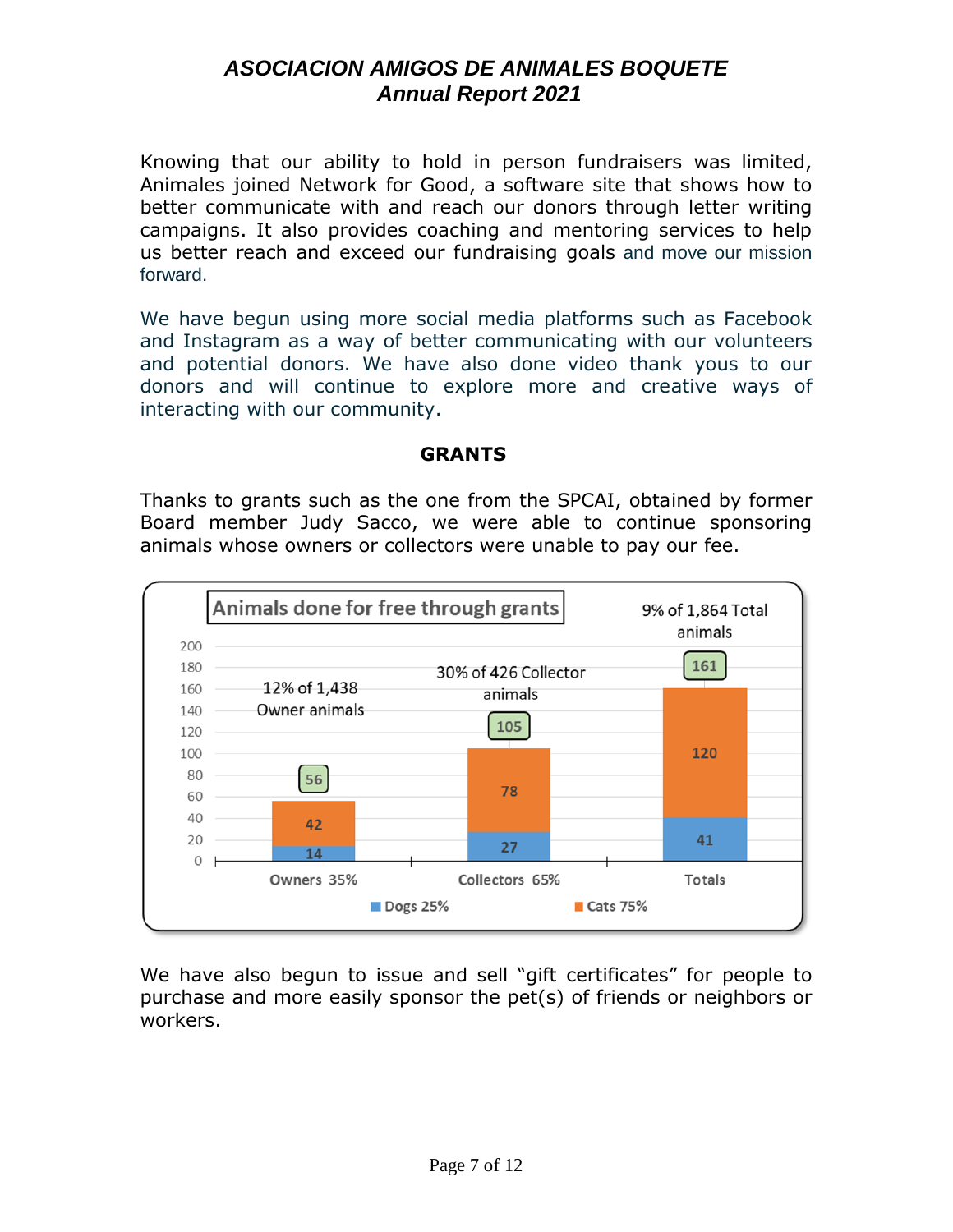Knowing that our ability to hold in person fundraisers was limited, Animales joined Network for Good, a software site that shows how to better communicate with and reach our donors through letter writing campaigns. It also provides coaching and mentoring services to help us better reach and exceed our fundraising goals and move our mission forward.

We have begun using more social media platforms such as Facebook and Instagram as a way of better communicating with our volunteers and potential donors. We have also done video thank yous to our donors and will continue to explore more and creative ways of interacting with our community.

## GRANTS

Thanks to grants such as the one from the SPCAI, obtained by former Board member Judy Sacco, we were able to continue sponsoring animals whose owners or collectors were unable to pay our fee.

Animals done for free through grants

12% of 1,438 Owner animals

30% of 426 Collector animals

9% of 1,864 Total animals

56
42
14
Owners 35%

105
78
27
Collectors 65%

161
120
41
Totals

200
180
160
140
120
100
80
60
40
20
0

Dogs 25%
Cats 75%

We have also begun to issue and sell "gift certificates" for people to purchase and more easily sponsor the pet(s) of friends or neighbors or workers.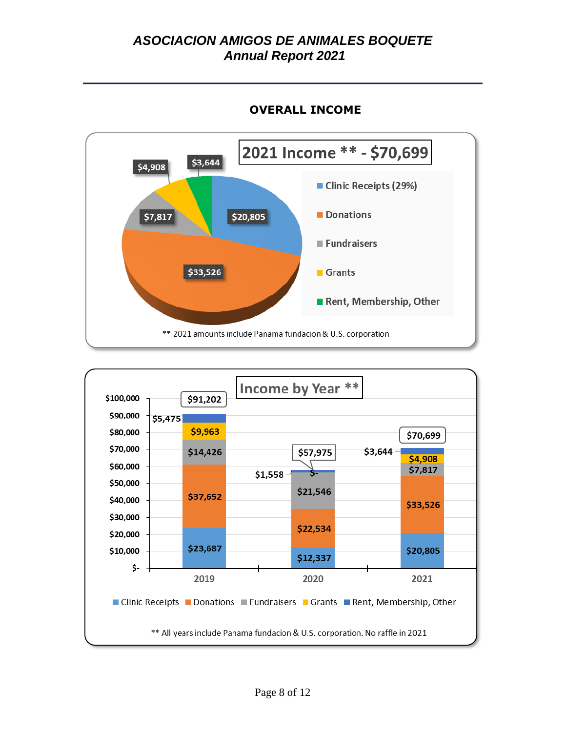# ***ASOCIACION AMIGOS DE ANIMALES BOQUETE***
## ***Annual Report 2021***

---

### OVERALL INCOME

2021 Income ** - $70,699

$4,908
$3,644
$7,817
$20,805
$33,526

Clinic Receipts (29%)
Donations
Fundraisers
Grants
Rent, Membership, Other

** 2021 amounts include Panama fundacion & U.S. corporation

Income by Year **

$100,000
$90,000
$80,000
$70,000
$60,000
$50,000
$40,000
$30,000
$20,000
$10,000
$-

2019: $91,202
$5,475
$9,963
$14,426
$37,652
$23,687

2020: $57,975
$1,558
$-
$21,546
$22,534
$12,337

2021: $70,699
$3,644
$4,908
$7,817
$33,526
$20,805

Clinic Receipts | Donations | Fundraisers | Grants | Rent, Membership, Other

** All years include Panama fundacion & U.S. corporation. No raffle in 2021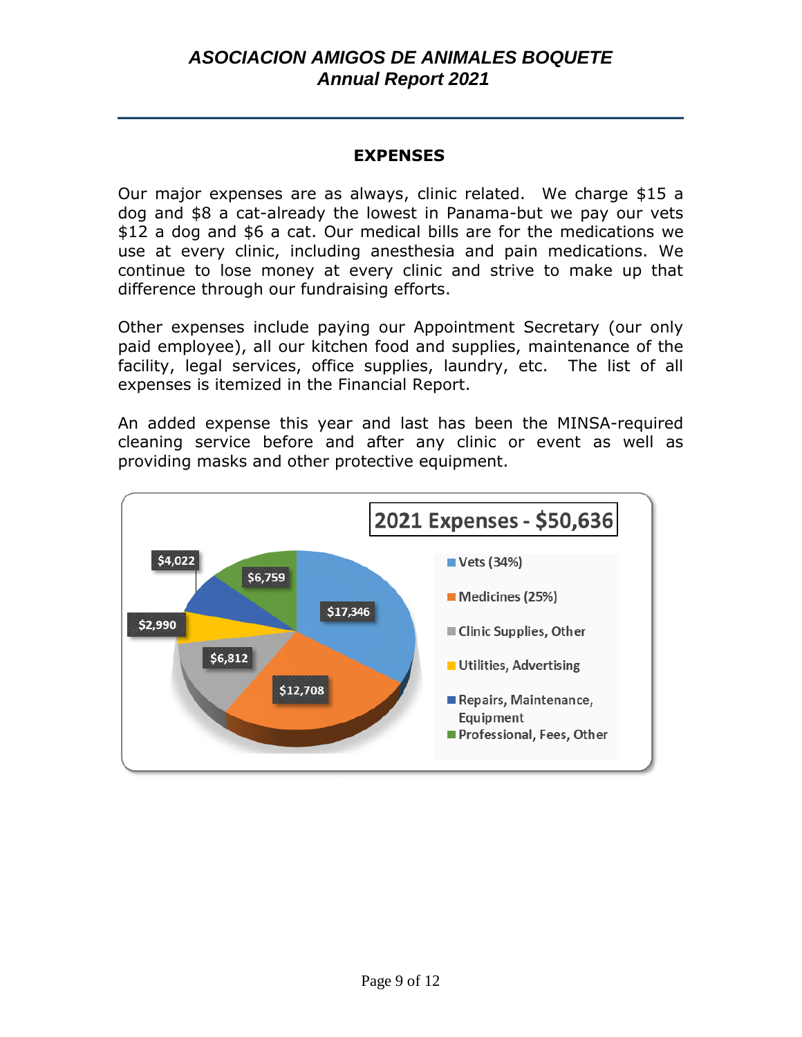## EXPENSES

Our major expenses are as always, clinic related. We charge $15 a dog and $8 a cat-already the lowest in Panama-but we pay our vets $12 a dog and $6 a cat. Our medical bills are for the medications we use at every clinic, including anesthesia and pain medications. We continue to lose money at every clinic and strive to make up that difference through our fundraising efforts.

Other expenses include paying our Appointment Secretary (our only paid employee), all our kitchen food and supplies, maintenance of the facility, legal services, office supplies, laundry, etc. The list of all expenses is itemized in the Financial Report.

An added expense this year and last has been the MINSA-required cleaning service before and after any clinic or event as well as providing masks and other protective equipment.

2021 Expenses - $50,636

$17,346
$12,708
$6,812
$2,990
$4,022
$6,759

Vets (34%)
Medicines (25%)
Clinic Supplies, Other
Utilities, Advertising
Repairs, Maintenance, Equipment
Professional, Fees, Other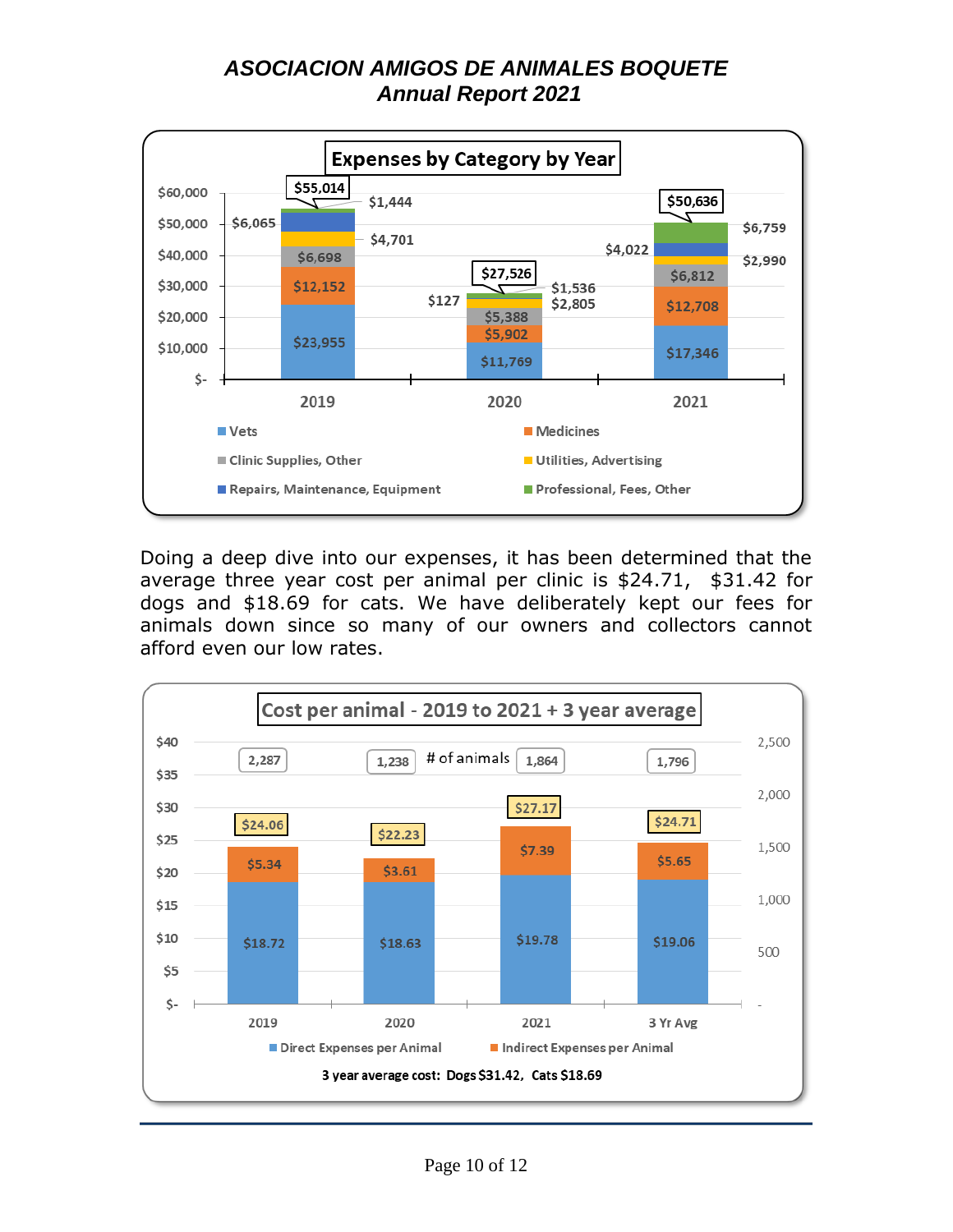# ASOCIACION AMIGOS DE ANIMALES BOQUETE
## Annual Report 2021

**Expenses by Category by Year**

| Category | 2019 | 2020 | 2021 |
|---|---|---|---|
| Vets | $23,955 | $11,769 | $17,346 |
| Medicines | $12,152 | $5,902 | $12,708 |
| Clinic Supplies, Other | $6,698 | $5,388 | $6,812 |
| Utilities, Advertising | $4,701 | $2,805 | $2,990 |
| Repairs, Maintenance, Equipment | $6,065 | $127 | $4,022 |
| Professional, Fees, Other | $1,444 | $1,536 | $6,759 |
| Total | $55,014 | $27,526 | $50,636 |

Doing a deep dive into our expenses, it has been determined that the average three year cost per animal per clinic is $24.71, $31.42 for dogs and $18.69 for cats. We have deliberately kept our fees for animals down since so many of our owners and collectors cannot afford even our low rates.

**Cost per animal - 2019 to 2021 + 3 year average**

| | 2019 | 2020 | 2021 | 3 Yr Avg |
|---|---|---|---|---|
| # of animals | 2,287 | 1,238 | 1,864 | 1,796 |
| Direct Expenses per Animal | $18.72 | $18.63 | $19.78 | $19.06 |
| Indirect Expenses per Animal | $5.34 | $3.61 | $7.39 | $5.65 |
| Total | $24.06 | $22.23 | $27.17 | $24.71 |

3 year average cost: Dogs $31.42, Cats $18.69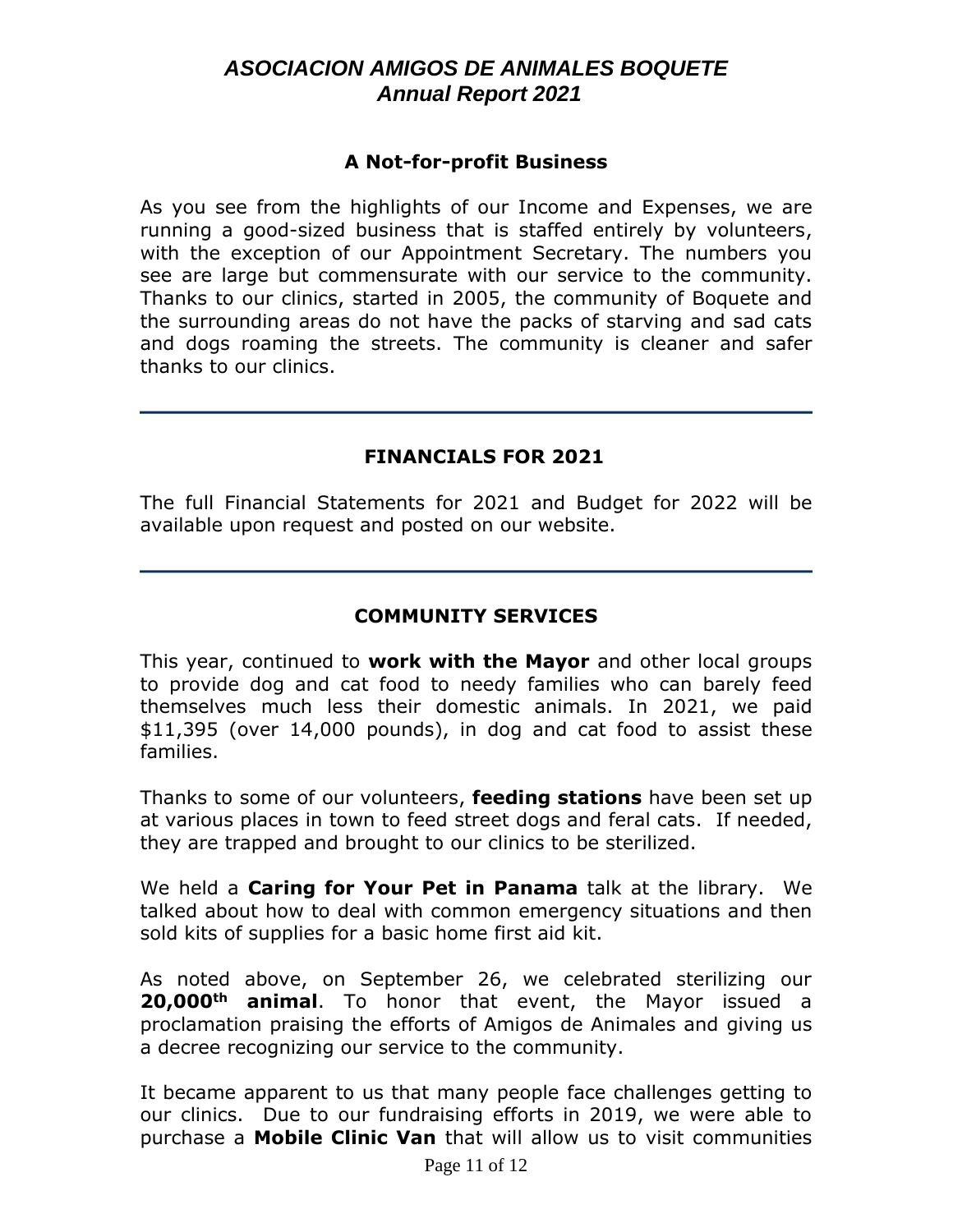## A Not-for-profit Business

As you see from the highlights of our Income and Expenses, we are running a good-sized business that is staffed entirely by volunteers, with the exception of our Appointment Secretary. The numbers you see are large but commensurate with our service to the community. Thanks to our clinics, started in 2005, the community of Boquete and the surrounding areas do not have the packs of starving and sad cats and dogs roaming the streets. The community is cleaner and safer thanks to our clinics.

---

## FINANCIALS FOR 2021

The full Financial Statements for 2021 and Budget for 2022 will be available upon request and posted on our website.

---

## COMMUNITY SERVICES

This year, continued to **work with the Mayor** and other local groups to provide dog and cat food to needy families who can barely feed themselves much less their domestic animals. In 2021, we paid $11,395 (over 14,000 pounds), in dog and cat food to assist these families.

Thanks to some of our volunteers, **feeding stations** have been set up at various places in town to feed street dogs and feral cats. If needed, they are trapped and brought to our clinics to be sterilized.

We held a **Caring for Your Pet in Panama** talk at the library. We talked about how to deal with common emergency situations and then sold kits of supplies for a basic home first aid kit.

As noted above, on September 26, we celebrated sterilizing our **20,000th animal**. To honor that event, the Mayor issued a proclamation praising the efforts of Amigos de Animales and giving us a decree recognizing our service to the community.

It became apparent to us that many people face challenges getting to our clinics. Due to our fundraising efforts in 2019, we were able to purchase a **Mobile Clinic Van** that will allow us to visit communities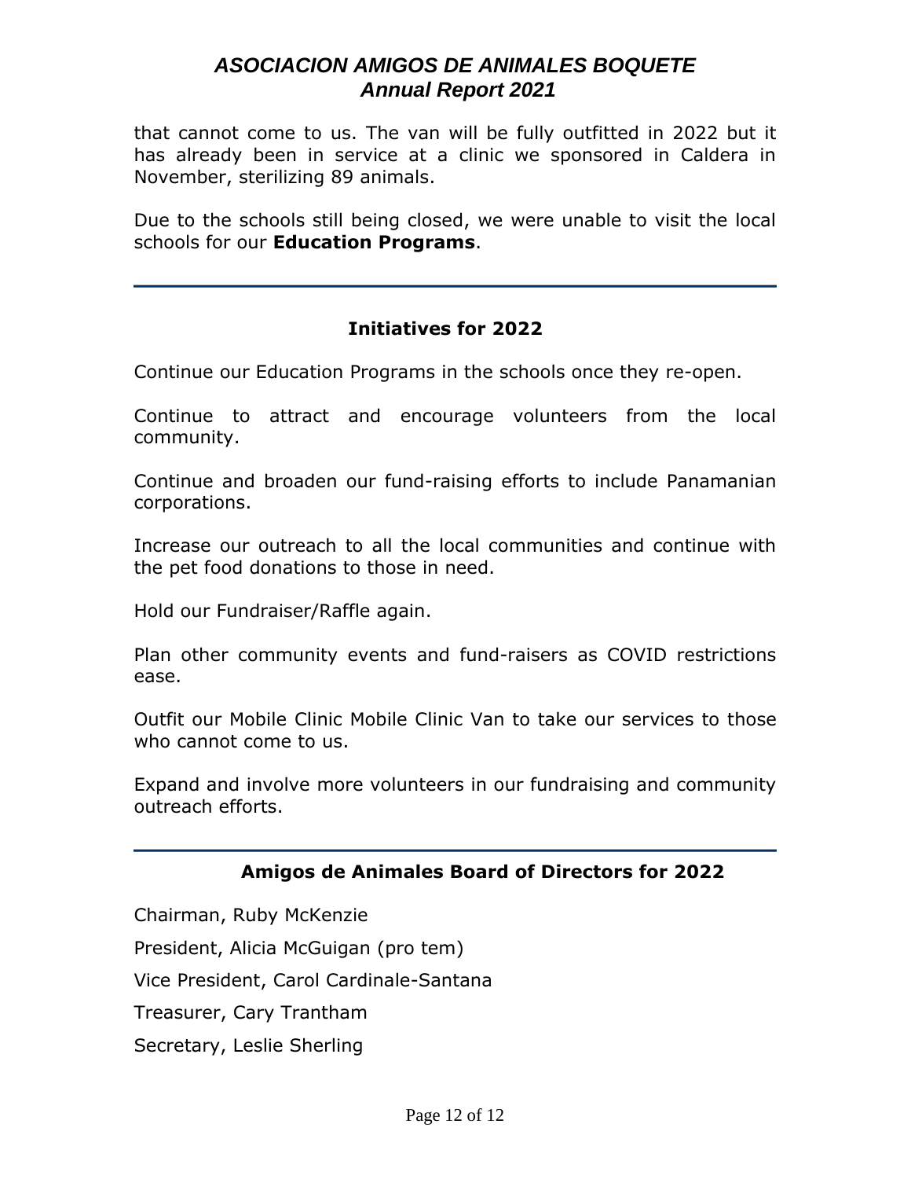that cannot come to us. The van will be fully outfitted in 2022 but it has already been in service at a clinic we sponsored in Caldera in November, sterilizing 89 animals.

Due to the schools still being closed, we were unable to visit the local schools for our **Education Programs**.

---

## Initiatives for 2022

Continue our Education Programs in the schools once they re-open.

Continue to attract and encourage volunteers from the local community.

Continue and broaden our fund-raising efforts to include Panamanian corporations.

Increase our outreach to all the local communities and continue with the pet food donations to those in need.

Hold our Fundraiser/Raffle again.

Plan other community events and fund-raisers as COVID restrictions ease.

Outfit our Mobile Clinic Mobile Clinic Van to take our services to those who cannot come to us.

Expand and involve more volunteers in our fundraising and community outreach efforts.

---

## Amigos de Animales Board of Directors for 2022

Chairman, Ruby McKenzie

President, Alicia McGuigan (pro tem)

Vice President, Carol Cardinale-Santana

Treasurer, Cary Trantham

Secretary, Leslie Sherling